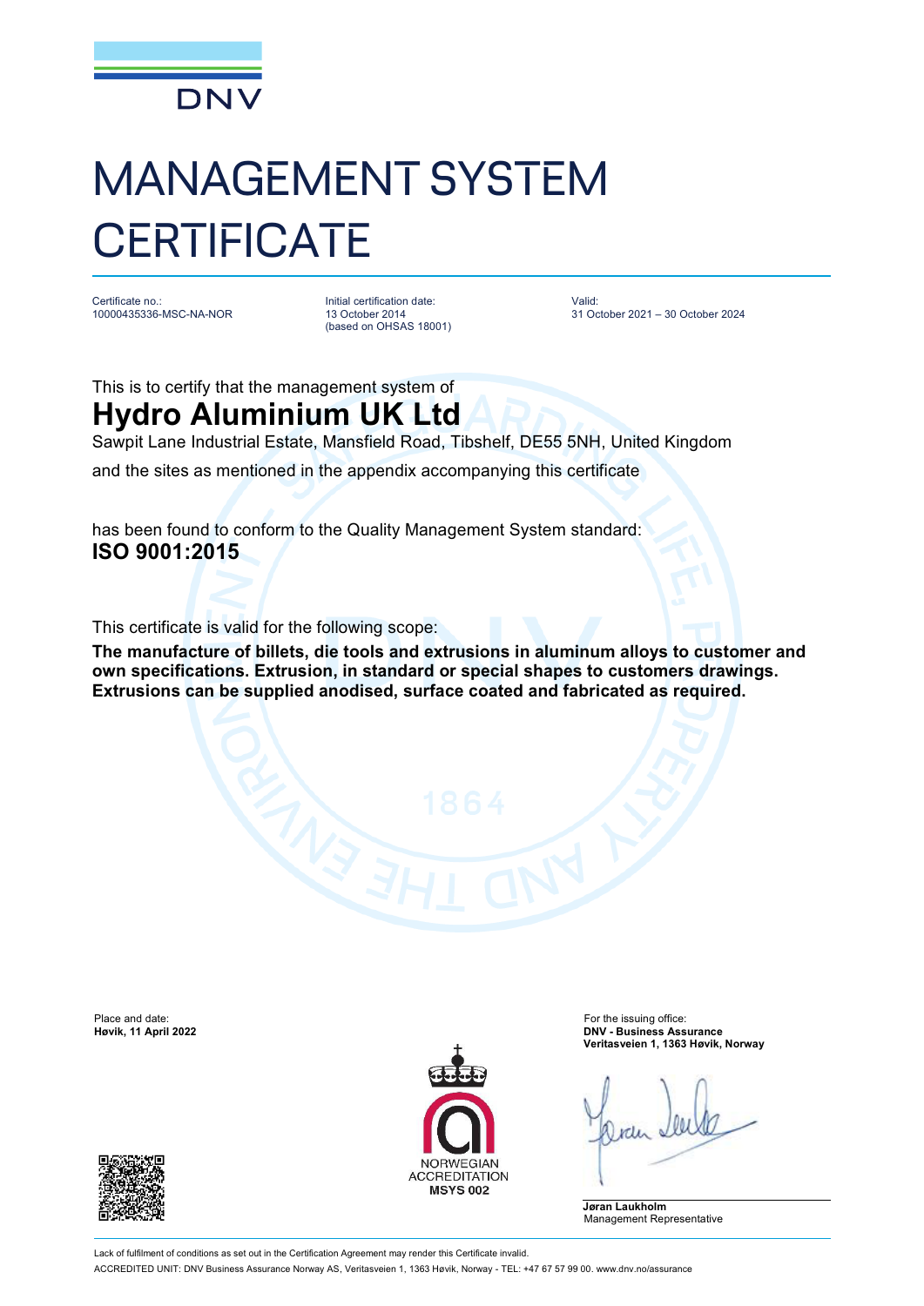DNV

# MANAGEMENT SYSTEM CERTIFICATE

| Certificate no.: | Initial certification date: | Valid: |
|---|---|---|
| 10000435336-MSC-NA-NOR | 13 October 2014 (based on OHSAS 18001) | 31 October 2021 – 30 October 2024 |

This is to certify that the management system of

## Hydro Aluminium UK Ltd

Sawpit Lane Industrial Estate, Mansfield Road, Tibshelf, DE55 5NH, United Kingdom

and the sites as mentioned in the appendix accompanying this certificate

has been found to conform to the Quality Management System standard:

**ISO 9001:2015**

This certificate is valid for the following scope:

**The manufacture of billets, die tools and extrusions in aluminum alloys to customer and own specifications. Extrusion, in standard or special shapes to customers drawings. Extrusions can be supplied anodised, surface coated and fabricated as required.**

Place and date:
**Høvik, 11 April 2022**

For the issuing office:
**DNV - Business Assurance**
**Veritasveien 1, 1363 Høvik, Norway**

NORWEGIAN ACCREDITATION
**MSYS 002**

**Jøran Laukholm**
Management Representative

Lack of fulfilment of conditions as set out in the Certification Agreement may render this Certificate invalid.

ACCREDITED UNIT: DNV Business Assurance Norway AS, Veritasveien 1, 1363 Høvik, Norway - TEL: +47 67 57 99 00. www.dnv.no/assurance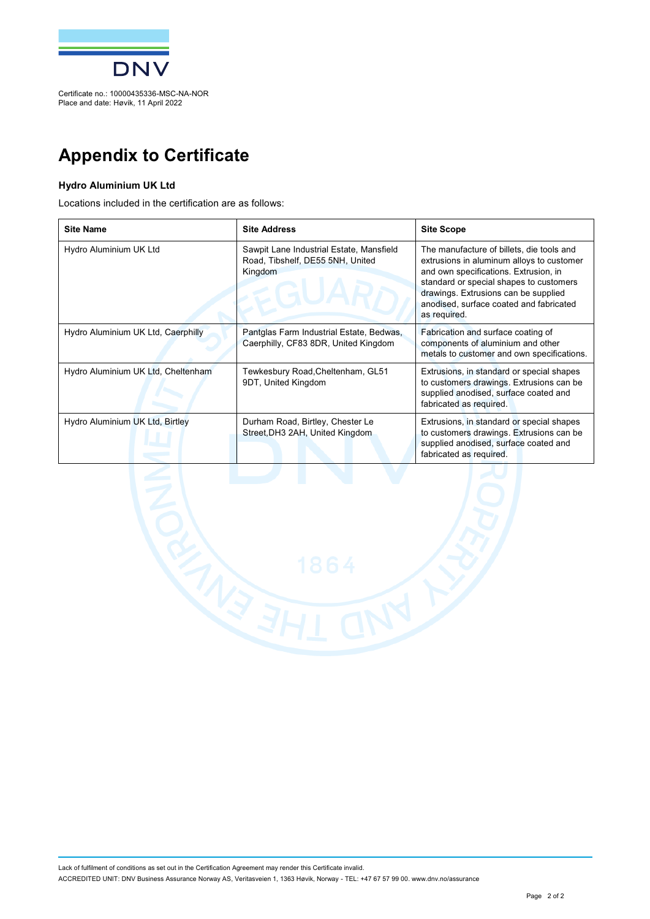Certificate no.: 10000435336-MSC-NA-NOR
Place and date: Høvik, 11 April 2022

# Appendix to Certificate

**Hydro Aluminium UK Ltd**

Locations included in the certification are as follows:

| Site Name | Site Address | Site Scope |
|---|---|---|
| Hydro Aluminium UK Ltd | Sawpit Lane Industrial Estate, Mansfield Road, Tibshelf, DE55 5NH, United Kingdom | The manufacture of billets, die tools and extrusions in aluminum alloys to customer and own specifications. Extrusion, in standard or special shapes to customers drawings. Extrusions can be supplied anodised, surface coated and fabricated as required. |
| Hydro Aluminium UK Ltd, Caerphilly | Pantglas Farm Industrial Estate, Bedwas, Caerphilly, CF83 8DR, United Kingdom | Fabrication and surface coating of components of aluminium and other metals to customer and own specifications. |
| Hydro Aluminium UK Ltd, Cheltenham | Tewkesbury Road,Cheltenham, GL51 9DT, United Kingdom | Extrusions, in standard or special shapes to customers drawings. Extrusions can be supplied anodised, surface coated and fabricated as required. |
| Hydro Aluminium UK Ltd, Birtley | Durham Road, Birtley, Chester Le Street,DH3 2AH, United Kingdom | Extrusions, in standard or special shapes to customers drawings. Extrusions can be supplied anodised, surface coated and fabricated as required. |

Lack of fulfilment of conditions as set out in the Certification Agreement may render this Certificate invalid.

ACCREDITED UNIT: DNV Business Assurance Norway AS, Veritasveien 1, 1363 Høvik, Norway - TEL: +47 67 57 99 00. www.dnv.no/assurance